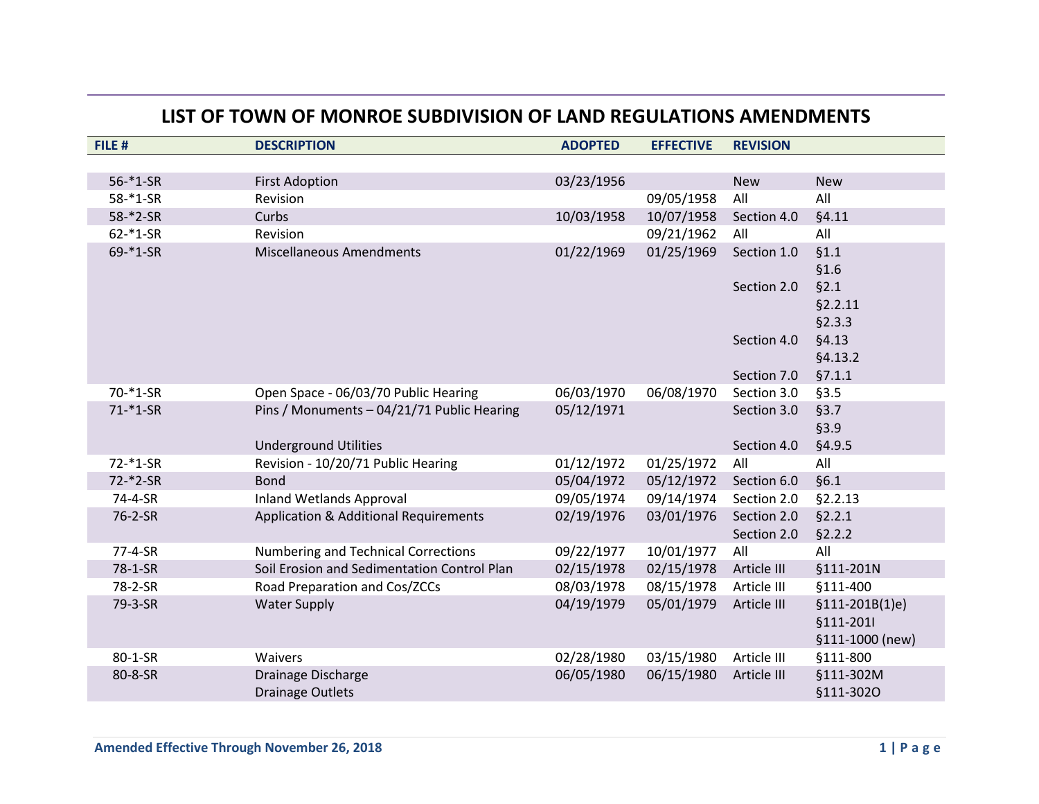# LIST OF TOWN OF MONROE SUBDIVISION OF LAND REGULATIONS AMENDMENTS

| FILE # | DESCRIPTION | ADOPTED | EFFECTIVE | REVISION | |
|---|---|---|---|---|---|
| 56-*1-SR | First Adoption | 03/23/1956 | | New | New |
| 58-*1-SR | Revision | | 09/05/1958 | All | All |
| 58-*2-SR | Curbs | 10/03/1958 | 10/07/1958 | Section 4.0 | §4.11 |
| 62-*1-SR | Revision | | 09/21/1962 | All | All |
| 69-*1-SR | Miscellaneous Amendments | 01/22/1969 | 01/25/1969 | Section 1.0 | §1.1 |
| | | | | | §1.6 |
| | | | | Section 2.0 | §2.1 |
| | | | | | §2.2.11 |
| | | | | | §2.3.3 |
| | | | | Section 4.0 | §4.13 |
| | | | | | §4.13.2 |
| | | | | Section 7.0 | §7.1.1 |
| 70-*1-SR | Open Space - 06/03/70 Public Hearing | 06/03/1970 | 06/08/1970 | Section 3.0 | §3.5 |
| 71-*1-SR | Pins / Monuments – 04/21/71 Public Hearing | 05/12/1971 | | Section 3.0 | §3.7 |
| | | | | | §3.9 |
| | Underground Utilities | | | Section 4.0 | §4.9.5 |
| 72-*1-SR | Revision - 10/20/71 Public Hearing | 01/12/1972 | 01/25/1972 | All | All |
| 72-*2-SR | Bond | 05/04/1972 | 05/12/1972 | Section 6.0 | §6.1 |
| 74-4-SR | Inland Wetlands Approval | 09/05/1974 | 09/14/1974 | Section 2.0 | §2.2.13 |
| 76-2-SR | Application & Additional Requirements | 02/19/1976 | 03/01/1976 | Section 2.0 | §2.2.1 |
| | | | | Section 2.0 | §2.2.2 |
| 77-4-SR | Numbering and Technical Corrections | 09/22/1977 | 10/01/1977 | All | All |
| 78-1-SR | Soil Erosion and Sedimentation Control Plan | 02/15/1978 | 02/15/1978 | Article III | §111-201N |
| 78-2-SR | Road Preparation and Cos/ZCCs | 08/03/1978 | 08/15/1978 | Article III | §111-400 |
| 79-3-SR | Water Supply | 04/19/1979 | 05/01/1979 | Article III | §111-201B(1)e) |
| | | | | | §111-201I |
| | | | | | §111-1000 (new) |
| 80-1-SR | Waivers | 02/28/1980 | 03/15/1980 | Article III | §111-800 |
| 80-8-SR | Drainage Discharge | 06/05/1980 | 06/15/1980 | Article III | §111-302M |
| | Drainage Outlets | | | | §111-302O |

Amended Effective Through November 26, 2018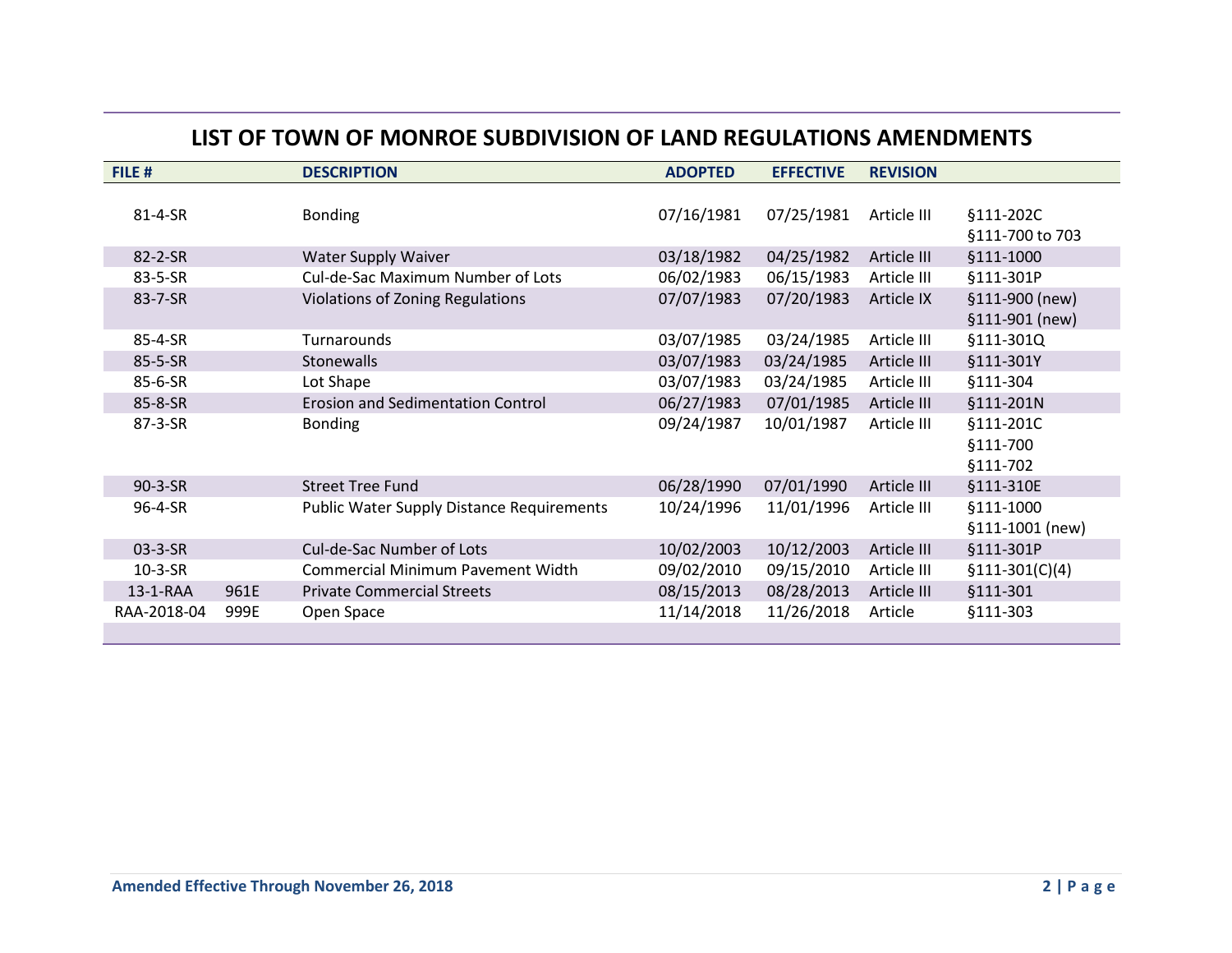# LIST OF TOWN OF MONROE SUBDIVISION OF LAND REGULATIONS AMENDMENTS

| FILE # | | DESCRIPTION | ADOPTED | EFFECTIVE | REVISION | |
|---|---|---|---|---|---|---|
| 81-4-SR | | Bonding | 07/16/1981 | 07/25/1981 | Article III | §111-202C<br>§111-700 to 703 |
| 82-2-SR | | Water Supply Waiver | 03/18/1982 | 04/25/1982 | Article III | §111-1000 |
| 83-5-SR | | Cul-de-Sac Maximum Number of Lots | 06/02/1983 | 06/15/1983 | Article III | §111-301P |
| 83-7-SR | | Violations of Zoning Regulations | 07/07/1983 | 07/20/1983 | Article IX | §111-900 (new)<br>§111-901 (new) |
| 85-4-SR | | Turnarounds | 03/07/1985 | 03/24/1985 | Article III | §111-301Q |
| 85-5-SR | | Stonewalls | 03/07/1983 | 03/24/1985 | Article III | §111-301Y |
| 85-6-SR | | Lot Shape | 03/07/1983 | 03/24/1985 | Article III | §111-304 |
| 85-8-SR | | Erosion and Sedimentation Control | 06/27/1983 | 07/01/1985 | Article III | §111-201N |
| 87-3-SR | | Bonding | 09/24/1987 | 10/01/1987 | Article III | §111-201C<br>§111-700<br>§111-702 |
| 90-3-SR | | Street Tree Fund | 06/28/1990 | 07/01/1990 | Article III | §111-310E |
| 96-4-SR | | Public Water Supply Distance Requirements | 10/24/1996 | 11/01/1996 | Article III | §111-1000<br>§111-1001 (new) |
| 03-3-SR | | Cul-de-Sac Number of Lots | 10/02/2003 | 10/12/2003 | Article III | §111-301P |
| 10-3-SR | | Commercial Minimum Pavement Width | 09/02/2010 | 09/15/2010 | Article III | §111-301(C)(4) |
| 13-1-RAA | 961E | Private Commercial Streets | 08/15/2013 | 08/28/2013 | Article III | §111-301 |
| RAA-2018-04 | 999E | Open Space | 11/14/2018 | 11/26/2018 | Article | §111-303 |

Amended Effective Through November 26, 2018